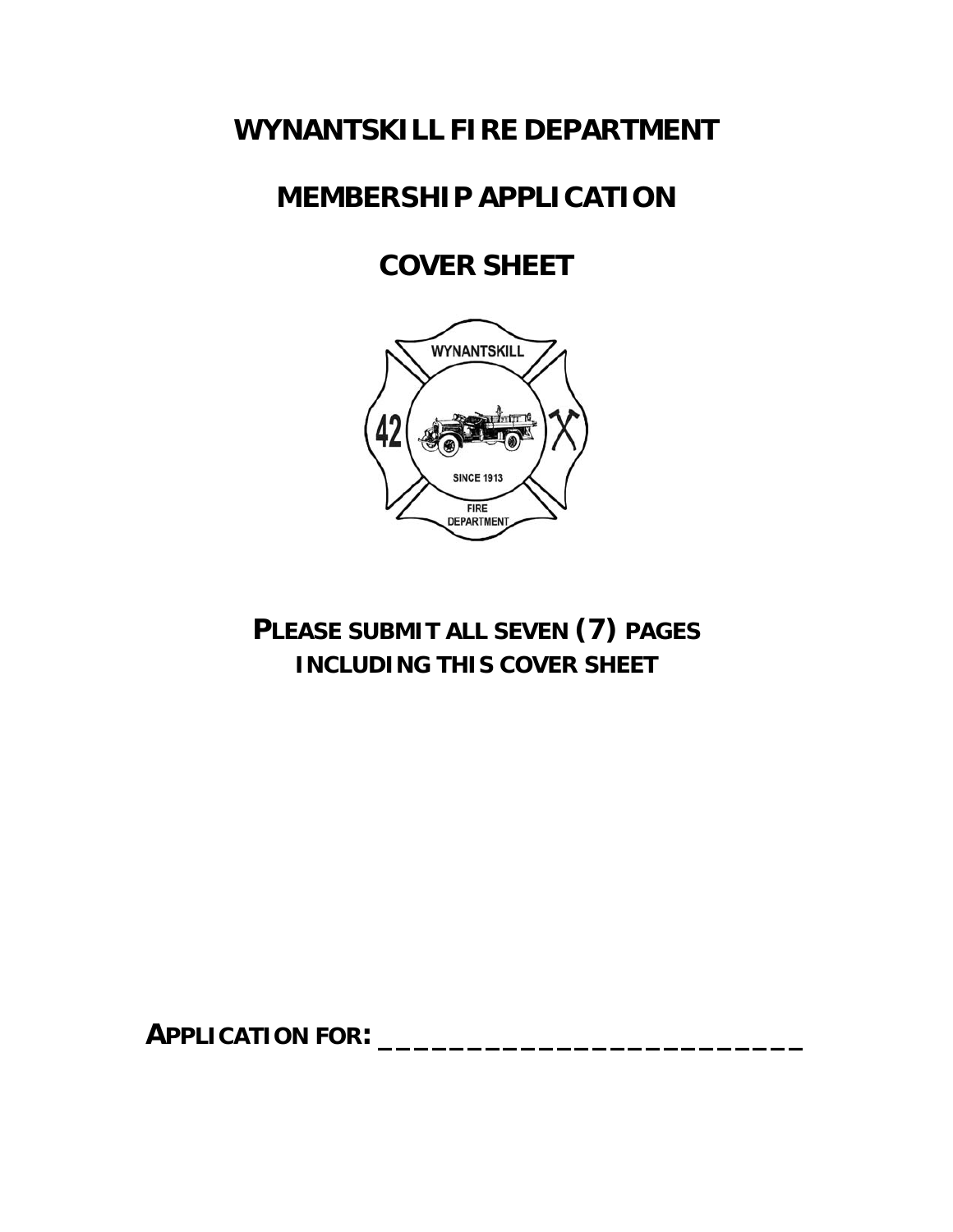# WYNANTSKILL FIRE DEPARTMENT

# MEMBERSHIP APPLICATION

# COVER SHEET

**PLEASE SUBMIT ALL SEVEN (7) PAGES INCLUDING THIS COVER SHEET**

**APPLICATION FOR: __________________________**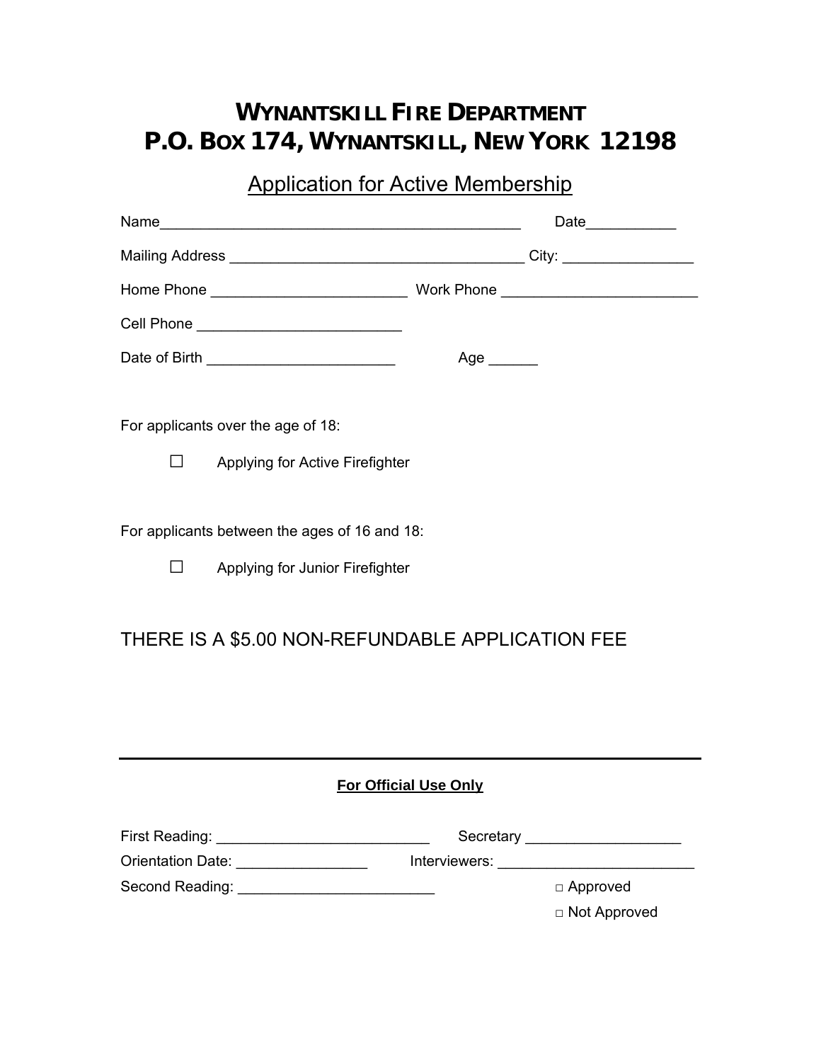# WYNANTSKILL FIRE DEPARTMENT
# P.O. BOX 174, WYNANTSKILL, NEW YORK 12198

## Application for Active Membership

Name_____________________________________________ Date___________

Mailing Address ____________________________________ City: ________________

Home Phone ________________________ Work Phone ________________________

Cell Phone _________________________

Date of Birth _______________________ Age ______

For applicants over the age of 18:

☐ Applying for Active Firefighter

For applicants between the ages of 16 and 18:

☐ Applying for Junior Firefighter

THERE IS A $5.00 NON-REFUNDABLE APPLICATION FEE

---

**For Official Use Only**

First Reading: __________________________ Secretary ___________________

Orientation Date: ________________ Interviewers: ________________________

Second Reading: ________________________

□ Approved

□ Not Approved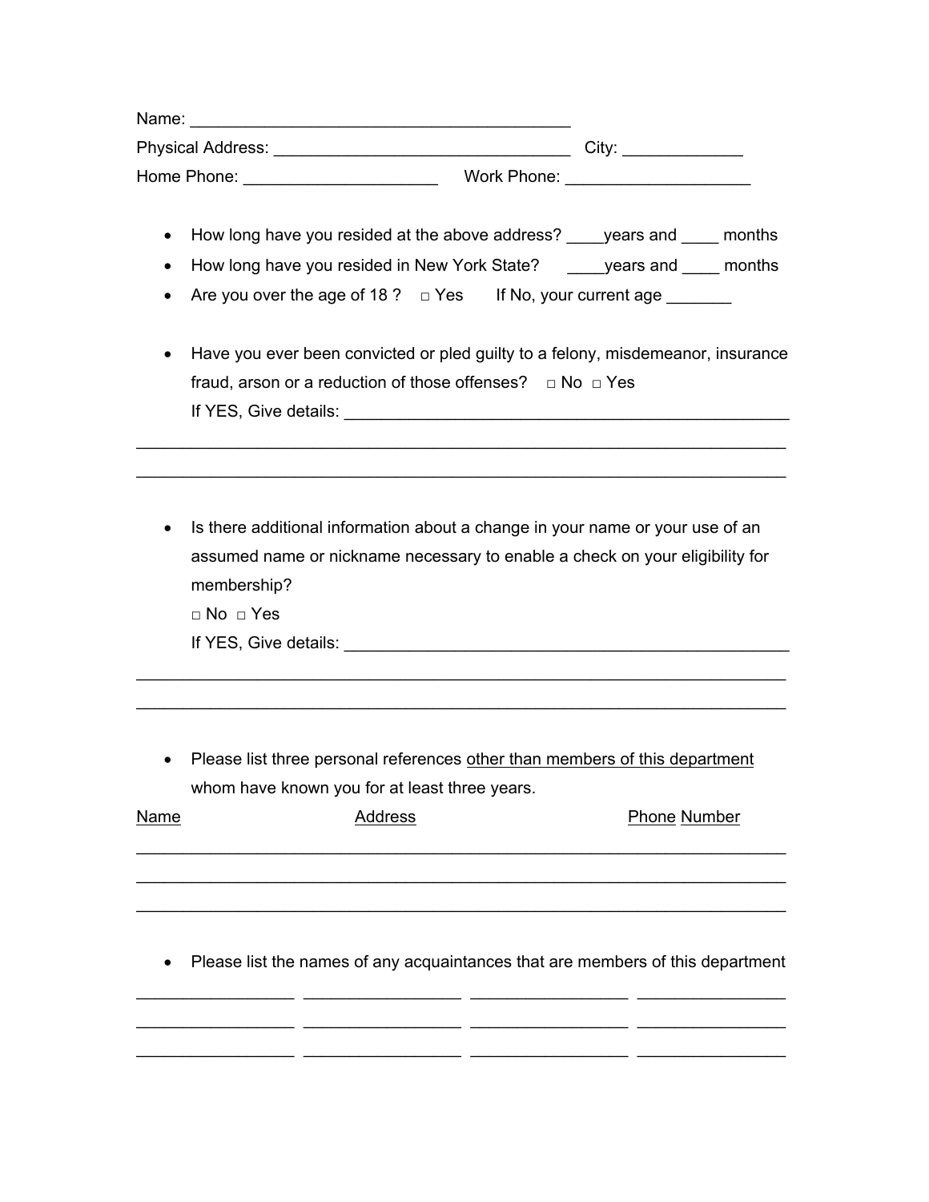Name: ________________________________________

Physical Address: ______________________________ City: ____________

Home Phone: ____________________ Work Phone: ___________________

- How long have you resided at the above address? ____years and ____ months
- How long have you resided in New York State? ____years and ____ months
- Are you over the age of 18 ? □ Yes If No, your current age _______

- Have you ever been convicted or pled guilty to a felony, misdemeanor, insurance fraud, arson or a reduction of those offenses? □ No □ Yes
  If YES, Give details: ________________________________________________

_________________________________________________________________

_________________________________________________________________

- Is there additional information about a change in your name or your use of an assumed name or nickname necessary to enable a check on your eligibility for membership?
  □ No □ Yes
  If YES, Give details: ________________________________________________

_________________________________________________________________

_________________________________________________________________

- Please list three personal references other than members of this department whom have known you for at least three years.

| Name | Address | Phone Number |
| --- | --- | --- |
| | | |
| | | |
| | | |

- Please list the names of any acquaintances that are members of this department

________________ ________________ ________________ ________________

________________ ________________ ________________ ________________

________________ ________________ ________________ ________________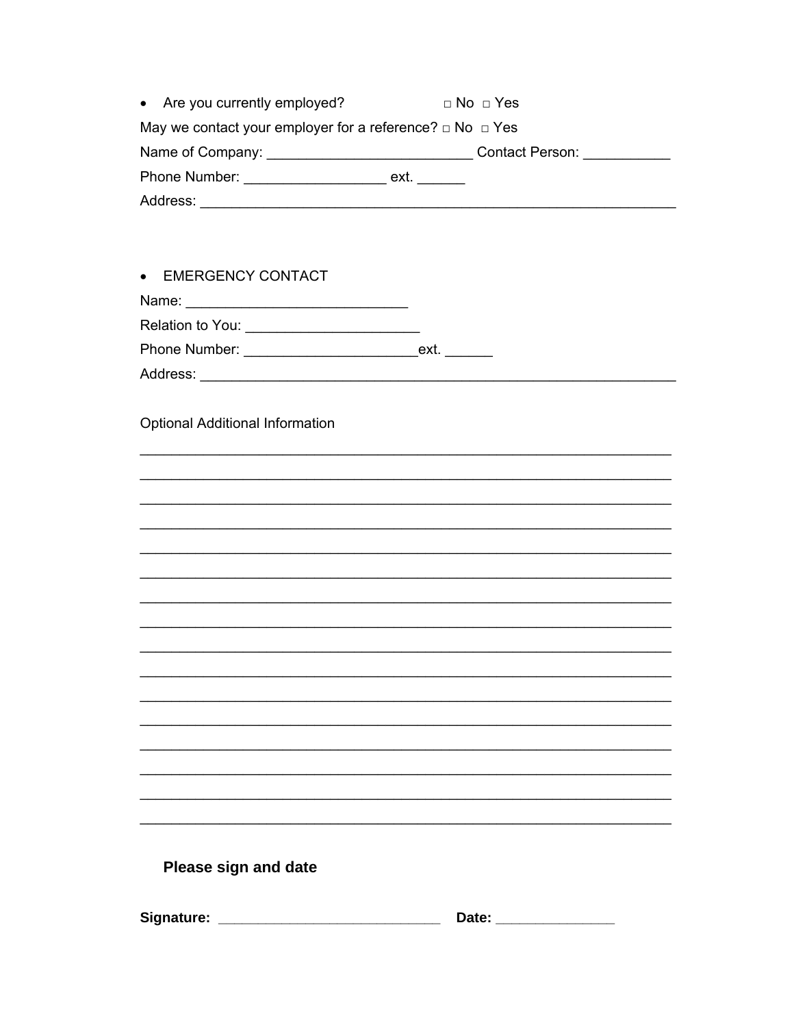- Are you currently employed? □ No □ Yes

May we contact your employer for a reference? □ No □ Yes

Name of Company: __________________________ Contact Person: ___________

Phone Number: __________________ ext. ______

Address: ____________________________________________________________

- EMERGENCY CONTACT

Name: ____________________________

Relation to You: ______________________

Phone Number: ______________________ext. ______

Address: ____________________________________________________________

Optional Additional Information

____________________________________________________________________

____________________________________________________________________

____________________________________________________________________

____________________________________________________________________

____________________________________________________________________

____________________________________________________________________

____________________________________________________________________

____________________________________________________________________

____________________________________________________________________

____________________________________________________________________

____________________________________________________________________

____________________________________________________________________

____________________________________________________________________

____________________________________________________________________

____________________________________________________________________

____________________________________________________________________

**Please sign and date**

**Signature: ____________________________ Date: _______________**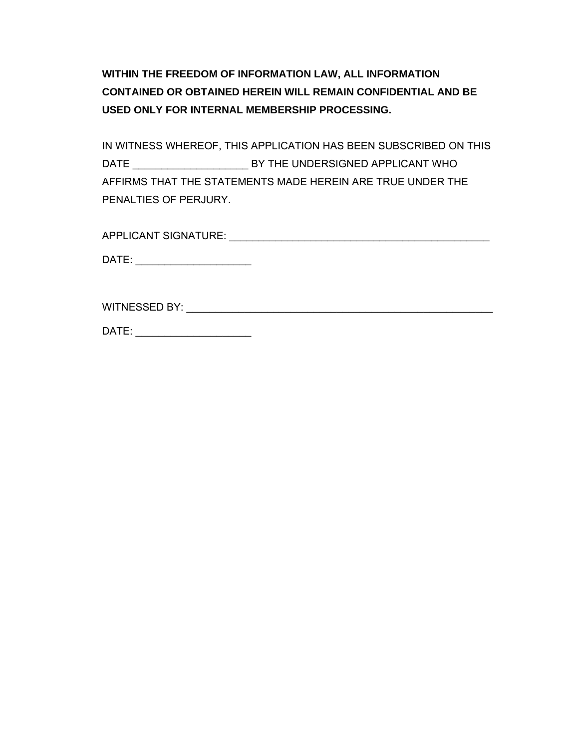**WITHIN THE FREEDOM OF INFORMATION LAW, ALL INFORMATION CONTAINED OR OBTAINED HEREIN WILL REMAIN CONFIDENTIAL AND BE USED ONLY FOR INTERNAL MEMBERSHIP PROCESSING.**

IN WITNESS WHEREOF, THIS APPLICATION HAS BEEN SUBSCRIBED ON THIS DATE ___________________ BY THE UNDERSIGNED APPLICANT WHO AFFIRMS THAT THE STATEMENTS MADE HEREIN ARE TRUE UNDER THE PENALTIES OF PERJURY.

APPLICANT SIGNATURE: _____________________________________________

DATE: ___________________

WITNESSED BY: _____________________________________________________

DATE: ___________________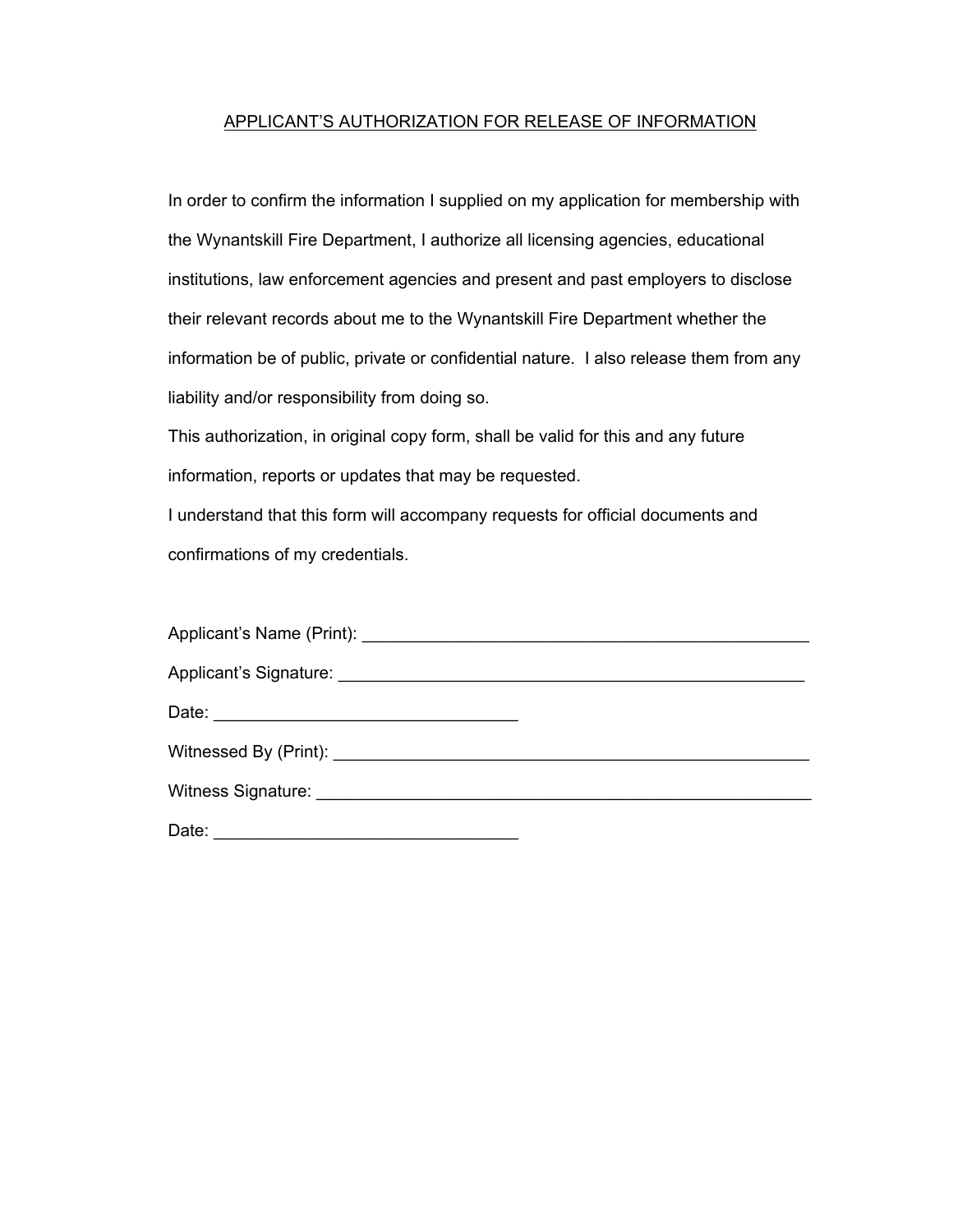## APPLICANT'S AUTHORIZATION FOR RELEASE OF INFORMATION

In order to confirm the information I supplied on my application for membership with the Wynantskill Fire Department, I authorize all licensing agencies, educational institutions, law enforcement agencies and present and past employers to disclose their relevant records about me to the Wynantskill Fire Department whether the information be of public, private or confidential nature. I also release them from any liability and/or responsibility from doing so.

This authorization, in original copy form, shall be valid for this and any future information, reports or updates that may be requested.

I understand that this form will accompany requests for official documents and confirmations of my credentials.

Applicant's Name (Print): _______________________________________________

Applicant's Signature: _________________________________________________

Date: ________________________________

Witnessed By (Print): __________________________________________________

Witness Signature: ____________________________________________________

Date: ________________________________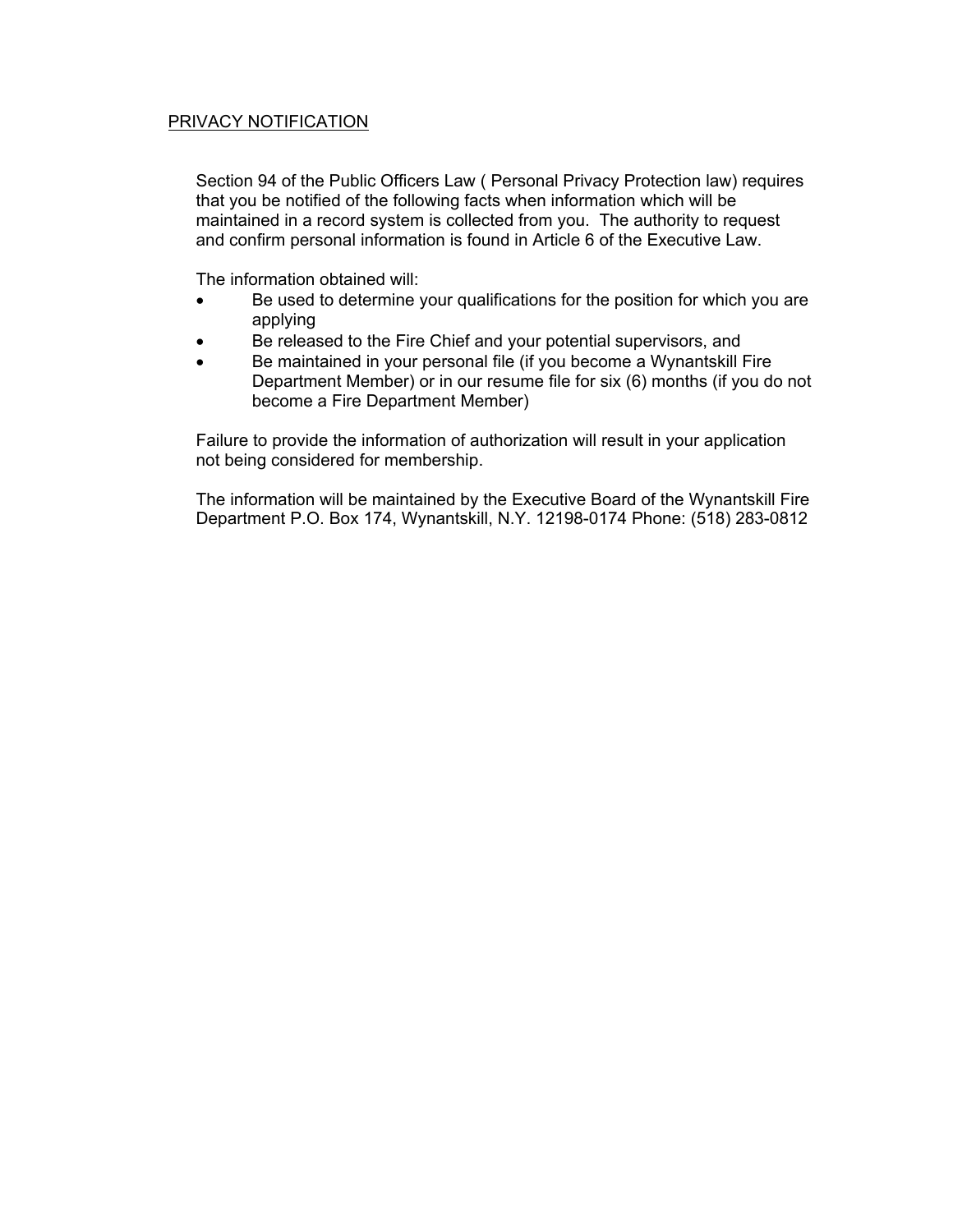<u>PRIVACY NOTIFICATION</u>

Section 94 of the Public Officers Law ( Personal Privacy Protection law) requires that you be notified of the following facts when information which will be maintained in a record system is collected from you. The authority to request and confirm personal information is found in Article 6 of the Executive Law.

The information obtained will:

- Be used to determine your qualifications for the position for which you are applying
- Be released to the Fire Chief and your potential supervisors, and
- Be maintained in your personal file (if you become a Wynantskill Fire Department Member) or in our resume file for six (6) months (if you do not become a Fire Department Member)

Failure to provide the information of authorization will result in your application not being considered for membership.

The information will be maintained by the Executive Board of the Wynantskill Fire Department P.O. Box 174, Wynantskill, N.Y. 12198-0174 Phone: (518) 283-0812